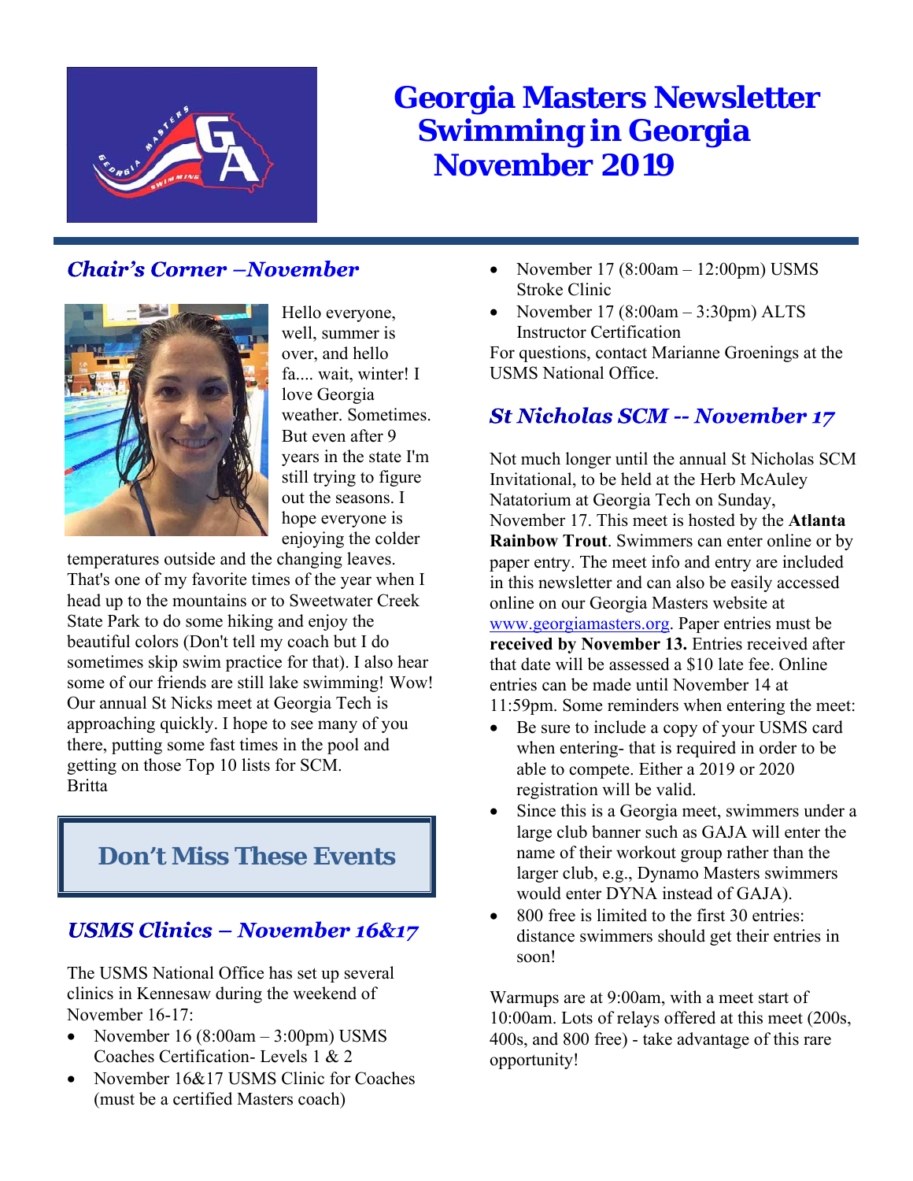# Georgia Masters Newsletter
# Swimming in Georgia
# November 2019

## *Chair's Corner –November*

Hello everyone, well, summer is over, and hello fa.... wait, winter! I love Georgia weather. Sometimes. But even after 9 years in the state I'm still trying to figure out the seasons. I hope everyone is enjoying the colder temperatures outside and the changing leaves. That's one of my favorite times of the year when I head up to the mountains or to Sweetwater Creek State Park to do some hiking and enjoy the beautiful colors (Don't tell my coach but I do sometimes skip swim practice for that). I also hear some of our friends are still lake swimming! Wow! Our annual St Nicks meet at Georgia Tech is approaching quickly. I hope to see many of you there, putting some fast times in the pool and getting on those Top 10 lists for SCM.
Britta

## Don't Miss These Events

### *USMS Clinics – November 16&17*

The USMS National Office has set up several clinics in Kennesaw during the weekend of November 16-17:

- November 16 (8:00am – 3:00pm) USMS Coaches Certification- Levels 1 & 2
- November 16&17 USMS Clinic for Coaches (must be a certified Masters coach)
- November 17 (8:00am – 12:00pm) USMS Stroke Clinic
- November 17 (8:00am – 3:30pm) ALTS Instructor Certification

For questions, contact Marianne Groenings at the USMS National Office.

### *St Nicholas SCM -- November 17*

Not much longer until the annual St Nicholas SCM Invitational, to be held at the Herb McAuley Natatorium at Georgia Tech on Sunday, November 17. This meet is hosted by the **Atlanta Rainbow Trout**. Swimmers can enter online or by paper entry. The meet info and entry are included in this newsletter and can also be easily accessed online on our Georgia Masters website at www.georgiamasters.org. Paper entries must be **received by November 13.** Entries received after that date will be assessed a $10 late fee. Online entries can be made until November 14 at 11:59pm. Some reminders when entering the meet:

- Be sure to include a copy of your USMS card when entering- that is required in order to be able to compete. Either a 2019 or 2020 registration will be valid.
- Since this is a Georgia meet, swimmers under a large club banner such as GAJA will enter the name of their workout group rather than the larger club, e.g., Dynamo Masters swimmers would enter DYNA instead of GAJA).
- 800 free is limited to the first 30 entries: distance swimmers should get their entries in soon!

Warmups are at 9:00am, with a meet start of 10:00am. Lots of relays offered at this meet (200s, 400s, and 800 free) - take advantage of this rare opportunity!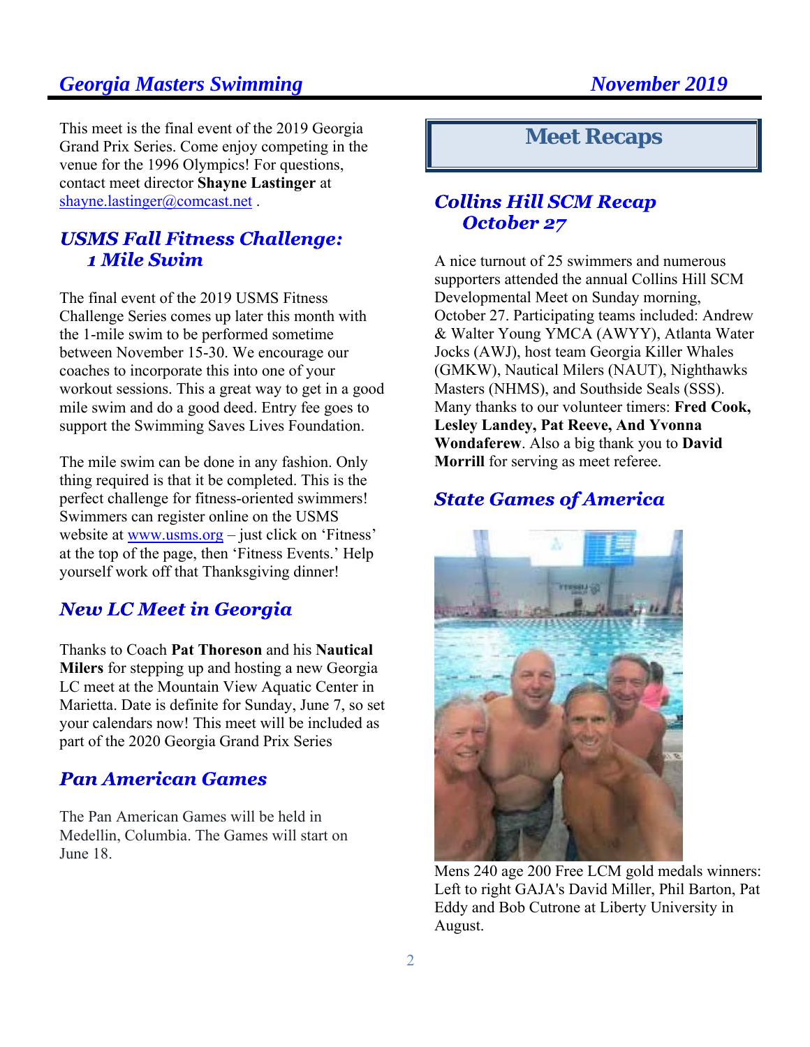This meet is the final event of the 2019 Georgia Grand Prix Series. Come enjoy competing in the venue for the 1996 Olympics! For questions, contact meet director **Shayne Lastinger** at shayne.lastinger@comcast.net .

## *USMS Fall Fitness Challenge: 1 Mile Swim*

The final event of the 2019 USMS Fitness Challenge Series comes up later this month with the 1-mile swim to be performed sometime between November 15-30. We encourage our coaches to incorporate this into one of your workout sessions. This a great way to get in a good mile swim and do a good deed. Entry fee goes to support the Swimming Saves Lives Foundation.

The mile swim can be done in any fashion. Only thing required is that it be completed. This is the perfect challenge for fitness-oriented swimmers! Swimmers can register online on the USMS website at www.usms.org – just click on 'Fitness' at the top of the page, then 'Fitness Events.' Help yourself work off that Thanksgiving dinner!

## *New LC Meet in Georgia*

Thanks to Coach **Pat Thoreson** and his **Nautical Milers** for stepping up and hosting a new Georgia LC meet at the Mountain View Aquatic Center in Marietta. Date is definite for Sunday, June 7, so set your calendars now! This meet will be included as part of the 2020 Georgia Grand Prix Series

## *Pan American Games*

The Pan American Games will be held in Medellin, Columbia. The Games will start on June 18.

# Meet Recaps

## *Collins Hill SCM Recap October 27*

A nice turnout of 25 swimmers and numerous supporters attended the annual Collins Hill SCM Developmental Meet on Sunday morning, October 27. Participating teams included: Andrew & Walter Young YMCA (AWYY), Atlanta Water Jocks (AWJ), host team Georgia Killer Whales (GMKW), Nautical Milers (NAUT), Nighthawks Masters (NHMS), and Southside Seals (SSS). Many thanks to our volunteer timers: **Fred Cook, Lesley Landey, Pat Reeve, And Yvonna Wondaferew**. Also a big thank you to **David Morrill** for serving as meet referee.

## *State Games of America*

Mens 240 age 200 Free LCM gold medals winners: Left to right GAJA's David Miller, Phil Barton, Pat Eddy and Bob Cutrone at Liberty University in August.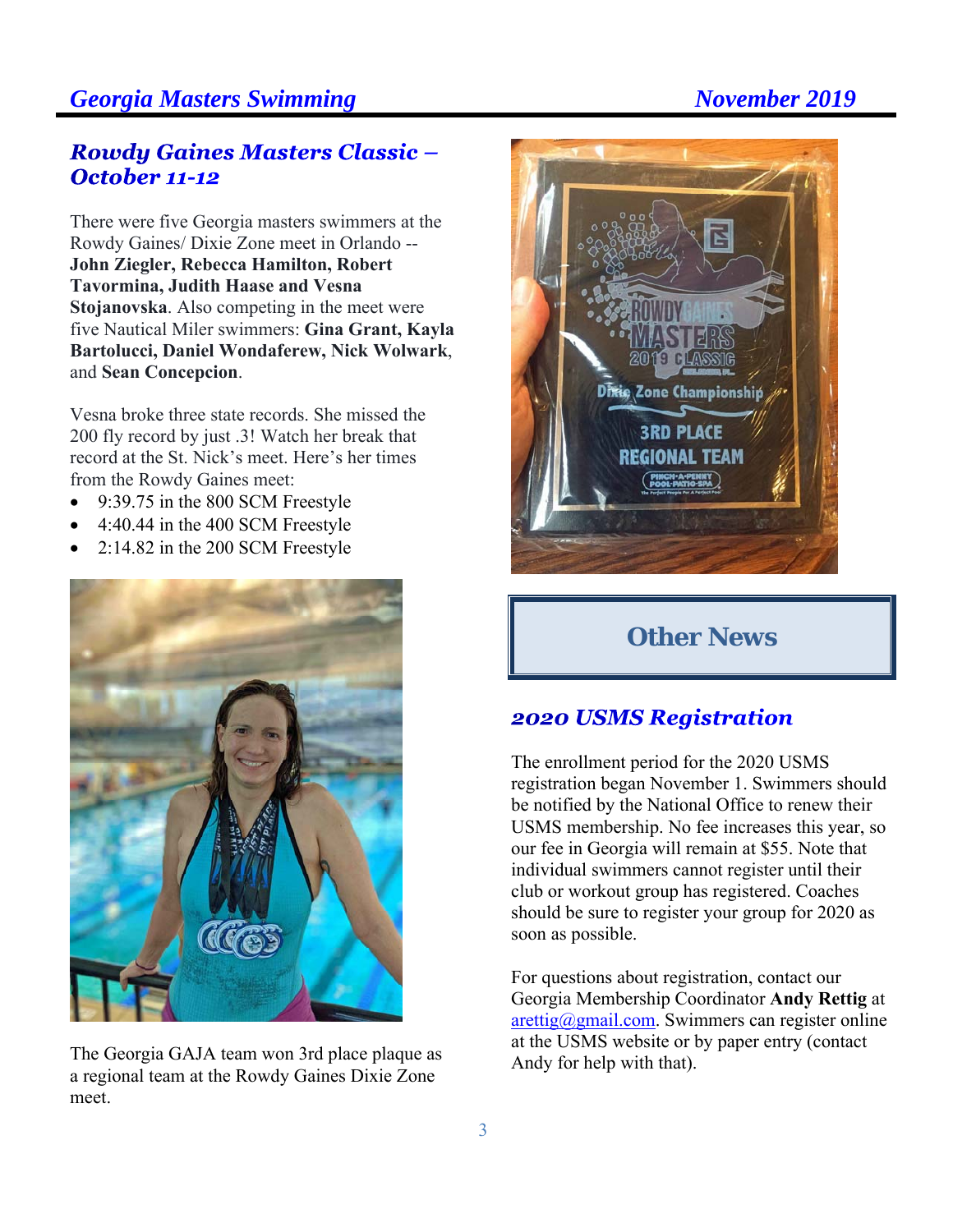## Rowdy Gaines Masters Classic – October 11-12

There were five Georgia masters swimmers at the Rowdy Gaines/ Dixie Zone meet in Orlando -- **John Ziegler, Rebecca Hamilton, Robert Tavormina, Judith Haase and Vesna Stojanovska**. Also competing in the meet were five Nautical Miler swimmers: **Gina Grant, Kayla Bartolucci, Daniel Wondaferew, Nick Wolwark**, and **Sean Concepcion**.

Vesna broke three state records. She missed the 200 fly record by just .3! Watch her break that record at the St. Nick's meet. Here's her times from the Rowdy Gaines meet:

- 9:39.75 in the 800 SCM Freestyle
- 4:40.44 in the 400 SCM Freestyle
- 2:14.82 in the 200 SCM Freestyle

The Georgia GAJA team won 3rd place plaque as a regional team at the Rowdy Gaines Dixie Zone meet.

# Other News

## 2020 USMS Registration

The enrollment period for the 2020 USMS registration began November 1. Swimmers should be notified by the National Office to renew their USMS membership. No fee increases this year, so our fee in Georgia will remain at $55. Note that individual swimmers cannot register until their club or workout group has registered. Coaches should be sure to register your group for 2020 as soon as possible.

For questions about registration, contact our Georgia Membership Coordinator **Andy Rettig** at arettig@gmail.com. Swimmers can register online at the USMS website or by paper entry (contact Andy for help with that).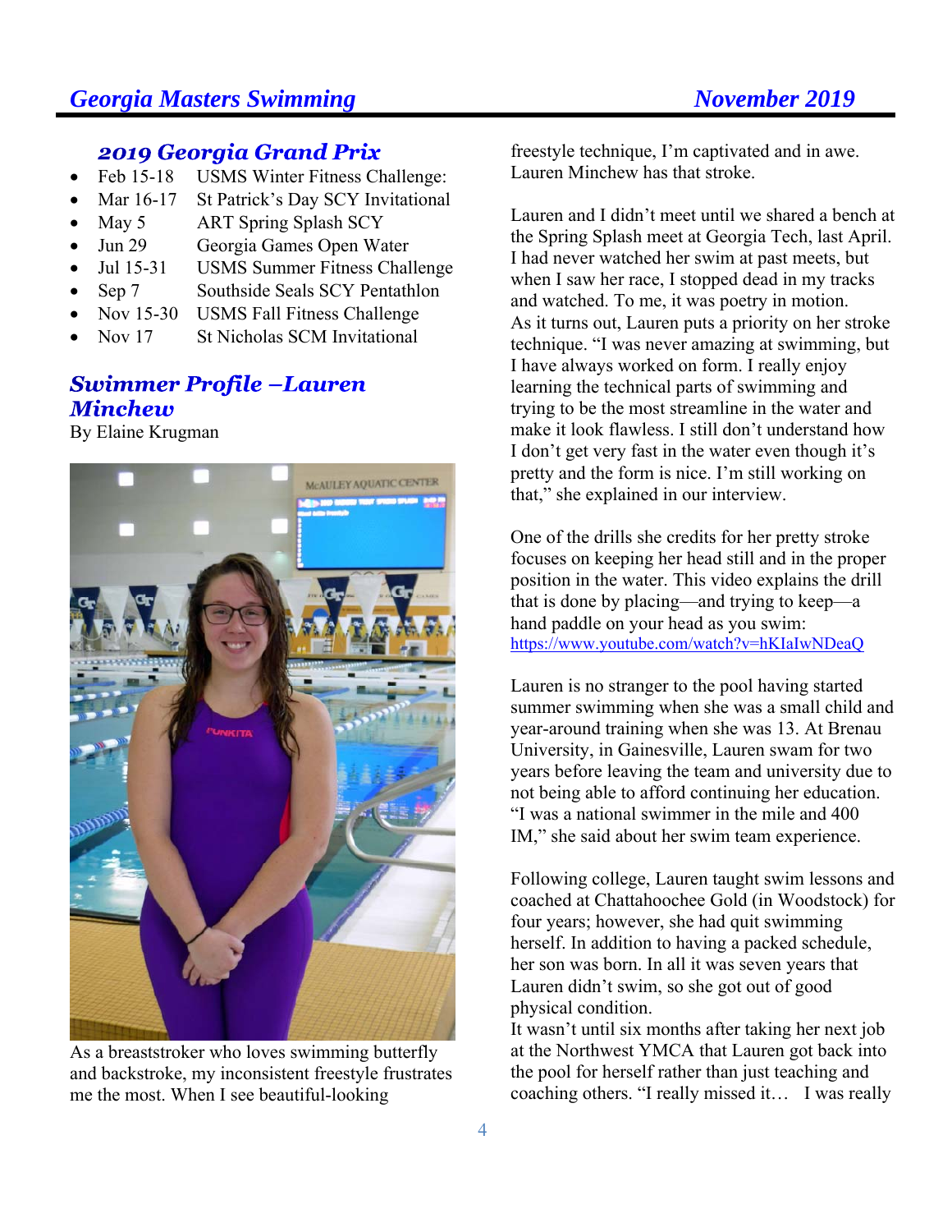## 2019 Georgia Grand Prix

- Feb 15-18 USMS Winter Fitness Challenge:
- Mar 16-17 St Patrick's Day SCY Invitational
- May 5 ART Spring Splash SCY
- Jun 29 Georgia Games Open Water
- Jul 15-31 USMS Summer Fitness Challenge
- Sep 7 Southside Seals SCY Pentathlon
- Nov 15-30 USMS Fall Fitness Challenge
- Nov 17 St Nicholas SCM Invitational

## Swimmer Profile –Lauren Minchew

By Elaine Krugman

As a breaststroker who loves swimming butterfly and backstroke, my inconsistent freestyle frustrates me the most. When I see beautiful-looking freestyle technique, I'm captivated and in awe. Lauren Minchew has that stroke.

Lauren and I didn't meet until we shared a bench at the Spring Splash meet at Georgia Tech, last April. I had never watched her swim at past meets, but when I saw her race, I stopped dead in my tracks and watched. To me, it was poetry in motion. As it turns out, Lauren puts a priority on her stroke technique. "I was never amazing at swimming, but I have always worked on form. I really enjoy learning the technical parts of swimming and trying to be the most streamline in the water and make it look flawless. I still don't understand how I don't get very fast in the water even though it's pretty and the form is nice. I'm still working on that," she explained in our interview.

One of the drills she credits for her pretty stroke focuses on keeping her head still and in the proper position in the water. This video explains the drill that is done by placing—and trying to keep—a hand paddle on your head as you swim: https://www.youtube.com/watch?v=hKIaIwNDeaQ

Lauren is no stranger to the pool having started summer swimming when she was a small child and year-around training when she was 13. At Brenau University, in Gainesville, Lauren swam for two years before leaving the team and university due to not being able to afford continuing her education. "I was a national swimmer in the mile and 400 IM," she said about her swim team experience.

Following college, Lauren taught swim lessons and coached at Chattahoochee Gold (in Woodstock) for four years; however, she had quit swimming herself. In addition to having a packed schedule, her son was born. In all it was seven years that Lauren didn't swim, so she got out of good physical condition.
It wasn't until six months after taking her next job at the Northwest YMCA that Lauren got back into the pool for herself rather than just teaching and coaching others. "I really missed it… I was really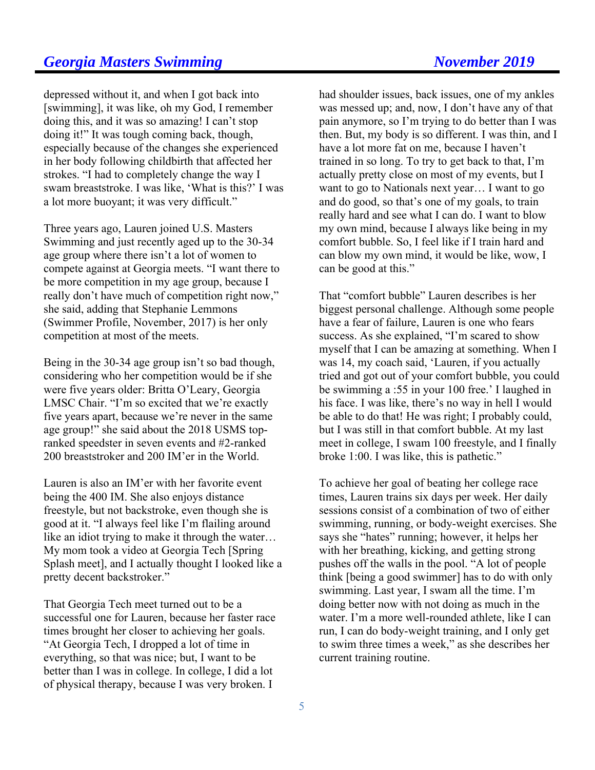depressed without it, and when I got back into [swimming], it was like, oh my God, I remember doing this, and it was so amazing! I can't stop doing it!" It was tough coming back, though, especially because of the changes she experienced in her body following childbirth that affected her strokes. "I had to completely change the way I swam breaststroke. I was like, 'What is this?' I was a lot more buoyant; it was very difficult."

Three years ago, Lauren joined U.S. Masters Swimming and just recently aged up to the 30-34 age group where there isn't a lot of women to compete against at Georgia meets. "I want there to be more competition in my age group, because I really don't have much of competition right now," she said, adding that Stephanie Lemmons (Swimmer Profile, November, 2017) is her only competition at most of the meets.

Being in the 30-34 age group isn't so bad though, considering who her competition would be if she were five years older: Britta O'Leary, Georgia LMSC Chair. "I'm so excited that we're exactly five years apart, because we're never in the same age group!" she said about the 2018 USMS top-ranked speedster in seven events and #2-ranked 200 breaststroker and 200 IM'er in the World.

Lauren is also an IM'er with her favorite event being the 400 IM. She also enjoys distance freestyle, but not backstroke, even though she is good at it. "I always feel like I'm flailing around like an idiot trying to make it through the water… My mom took a video at Georgia Tech [Spring Splash meet], and I actually thought I looked like a pretty decent backstroker."

That Georgia Tech meet turned out to be a successful one for Lauren, because her faster race times brought her closer to achieving her goals. "At Georgia Tech, I dropped a lot of time in everything, so that was nice; but, I want to be better than I was in college. In college, I did a lot of physical therapy, because I was very broken. I had shoulder issues, back issues, one of my ankles was messed up; and, now, I don't have any of that pain anymore, so I'm trying to do better than I was then. But, my body is so different. I was thin, and I have a lot more fat on me, because I haven't trained in so long. To try to get back to that, I'm actually pretty close on most of my events, but I want to go to Nationals next year… I want to go and do good, so that's one of my goals, to train really hard and see what I can do. I want to blow my own mind, because I always like being in my comfort bubble. So, I feel like if I train hard and can blow my own mind, it would be like, wow, I can be good at this."

That "comfort bubble" Lauren describes is her biggest personal challenge. Although some people have a fear of failure, Lauren is one who fears success. As she explained, "I'm scared to show myself that I can be amazing at something. When I was 14, my coach said, 'Lauren, if you actually tried and got out of your comfort bubble, you could be swimming a :55 in your 100 free.' I laughed in his face. I was like, there's no way in hell I would be able to do that! He was right; I probably could, but I was still in that comfort bubble. At my last meet in college, I swam 100 freestyle, and I finally broke 1:00. I was like, this is pathetic."

To achieve her goal of beating her college race times, Lauren trains six days per week. Her daily sessions consist of a combination of two of either swimming, running, or body-weight exercises. She says she "hates" running; however, it helps her with her breathing, kicking, and getting strong pushes off the walls in the pool. "A lot of people think [being a good swimmer] has to do with only swimming. Last year, I swam all the time. I'm doing better now with not doing as much in the water. I'm a more well-rounded athlete, like I can run, I can do body-weight training, and I only get to swim three times a week," as she describes her current training routine.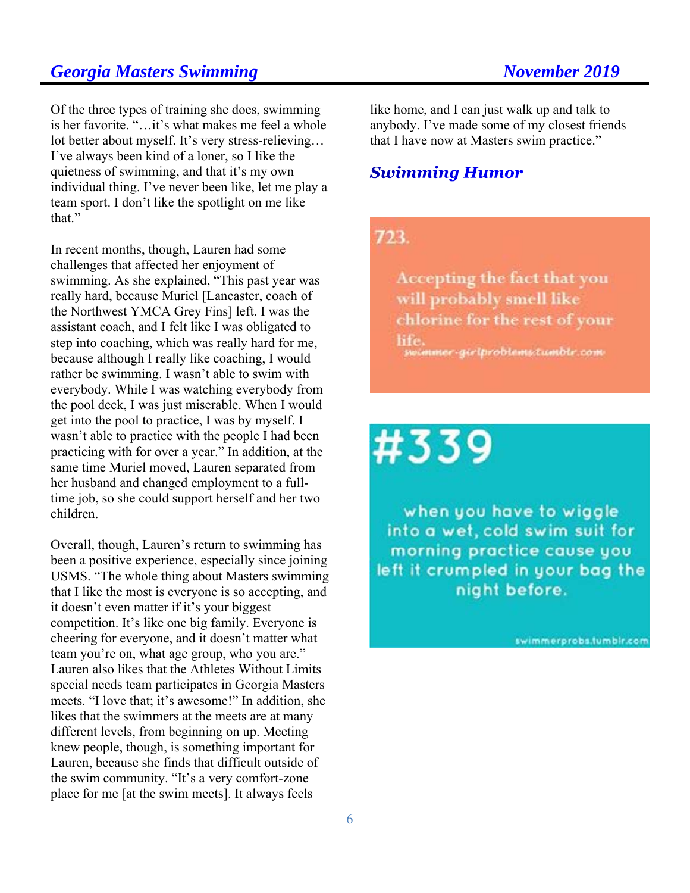Of the three types of training she does, swimming is her favorite. "…it's what makes me feel a whole lot better about myself. It's very stress-relieving… I've always been kind of a loner, so I like the quietness of swimming, and that it's my own individual thing. I've never been like, let me play a team sport. I don't like the spotlight on me like that."

In recent months, though, Lauren had some challenges that affected her enjoyment of swimming. As she explained, "This past year was really hard, because Muriel [Lancaster, coach of the Northwest YMCA Grey Fins] left. I was the assistant coach, and I felt like I was obligated to step into coaching, which was really hard for me, because although I really like coaching, I would rather be swimming. I wasn't able to swim with everybody. While I was watching everybody from the pool deck, I was just miserable. When I would get into the pool to practice, I was by myself. I wasn't able to practice with the people I had been practicing with for over a year." In addition, at the same time Muriel moved, Lauren separated from her husband and changed employment to a full-time job, so she could support herself and her two children.

Overall, though, Lauren's return to swimming has been a positive experience, especially since joining USMS. "The whole thing about Masters swimming that I like the most is everyone is so accepting, and it doesn't even matter if it's your biggest competition. It's like one big family. Everyone is cheering for everyone, and it doesn't matter what team you're on, what age group, who you are." Lauren also likes that the Athletes Without Limits special needs team participates in Georgia Masters meets. "I love that; it's awesome!" In addition, she likes that the swimmers at the meets are at many different levels, from beginning on up. Meeting knew people, though, is something important for Lauren, because she finds that difficult outside of the swim community. "It's a very comfort-zone place for me [at the swim meets]. It always feels like home, and I can just walk up and talk to anybody. I've made some of my closest friends that I have now at Masters swim practice."

## Swimming Humor

723.

Accepting the fact that you will probably smell like chlorine for the rest of your life.

swimmer-girlproblems.tumblr.com

#339

when you have to wiggle into a wet, cold swim suit for morning practice cause you left it crumpled in your bag the night before.

swimmerprobs.tumblr.com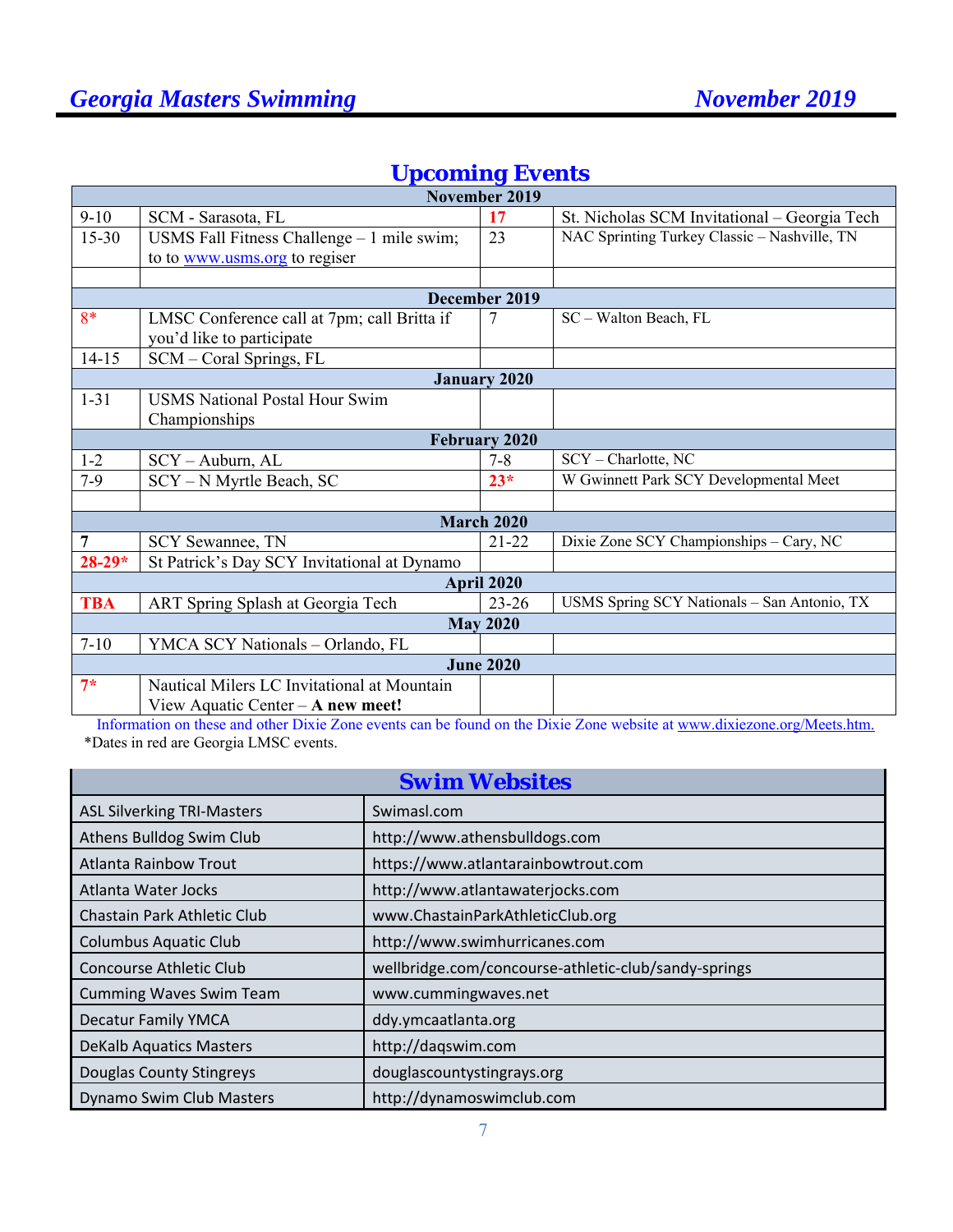## Upcoming Events

| | | | |
|---|---|---|---|
| **November 2019** | | | |
| 9-10 | SCM - Sarasota, FL | 17 | St. Nicholas SCM Invitational – Georgia Tech |
| 15-30 | USMS Fall Fitness Challenge – 1 mile swim; to to www.usms.org to regiser | 23 | NAC Sprinting Turkey Classic – Nashville, TN |
| | | | |
| **December 2019** | | | |
| 8* | LMSC Conference call at 7pm; call Britta if you'd like to participate | 7 | SC – Walton Beach, FL |
| 14-15 | SCM – Coral Springs, FL | | |
| **January 2020** | | | |
| 1-31 | USMS National Postal Hour Swim Championships | | |
| **February 2020** | | | |
| 1-2 | SCY – Auburn, AL | 7-8 | SCY – Charlotte, NC |
| 7-9 | SCY – N Myrtle Beach, SC | 23* | W Gwinnett Park SCY Developmental Meet |
| | | | |
| **March 2020** | | | |
| **7** | SCY Sewannee, TN | 21-22 | Dixie Zone SCY Championships – Cary, NC |
| **28-29*** | St Patrick's Day SCY Invitational at Dynamo | | |
| **April 2020** | | | |
| **TBA** | ART Spring Splash at Georgia Tech | 23-26 | USMS Spring SCY Nationals – San Antonio, TX |
| **May 2020** | | | |
| 7-10 | YMCA SCY Nationals – Orlando, FL | | |
| **June 2020** | | | |
| 7* | Nautical Milers LC Invitational at Mountain View Aquatic Center – **A new meet!** | | |

Information on these and other Dixie Zone events can be found on the Dixie Zone website at www.dixiezone.org/Meets.htm.

*Dates in red are Georgia LMSC events.

## Swim Websites

| | |
|---|---|
| ASL Silverking TRI-Masters | Swimasl.com |
| Athens Bulldog Swim Club | http://www.athensbulldogs.com |
| Atlanta Rainbow Trout | https://www.atlantarainbowtrout.com |
| Atlanta Water Jocks | http://www.atlantawaterjocks.com |
| Chastain Park Athletic Club | www.ChastainParkAthleticClub.org |
| Columbus Aquatic Club | http://www.swimhurricanes.com |
| Concourse Athletic Club | wellbridge.com/concourse-athletic-club/sandy-springs |
| Cumming Waves Swim Team | www.cummingwaves.net |
| Decatur Family YMCA | ddy.ymcaatlanta.org |
| DeKalb Aquatics Masters | http://daqswim.com |
| Douglas County Stingreys | douglascountystingrays.org |
| Dynamo Swim Club Masters | http://dynamoswimclub.com |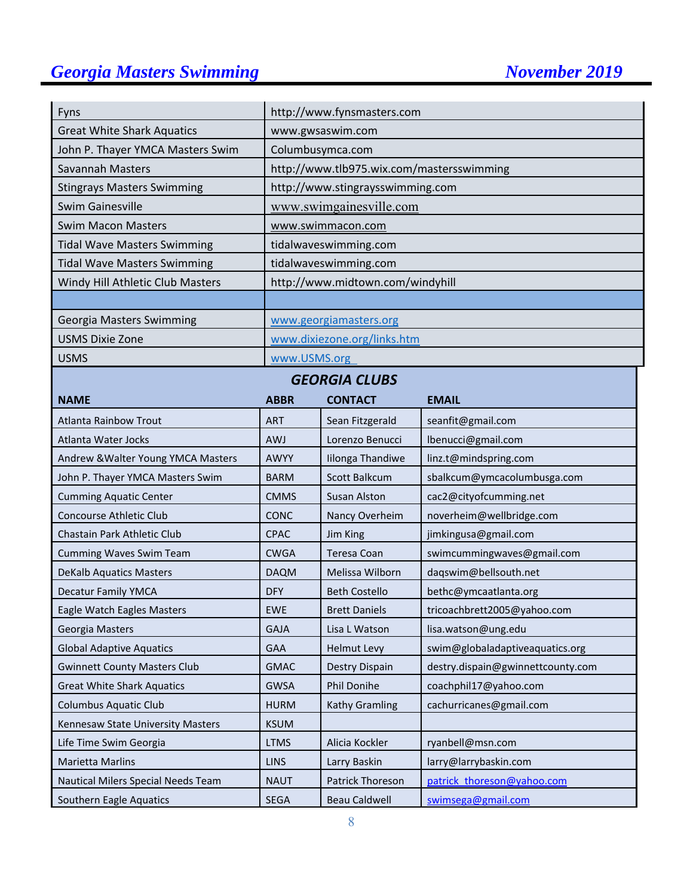| | |
|---|---|
| Fyns | http://www.fynsmasters.com |
| Great White Shark Aquatics | www.gwsaswim.com |
| John P. Thayer YMCA Masters Swim | Columbusymca.com |
| Savannah Masters | http://www.tlb975.wix.com/mastersswimming |
| Stingrays Masters Swimming | http://www.stingraysswimming.com |
| Swim Gainesville | www.swimgainesville.com |
| Swim Macon Masters | www.swimmacon.com |
| Tidal Wave Masters Swimming | tidalwaveswimming.com |
| Tidal Wave Masters Swimming | tidalwaveswimming.com |
| Windy Hill Athletic Club Masters | http://www.midtown.com/windyhill |
| | |
| Georgia Masters Swimming | www.georgiamasters.org |
| USMS Dixie Zone | www.dixiezone.org/links.htm |
| USMS | www.USMS.org |

## *GEORGIA CLUBS*

| NAME | ABBR | CONTACT | EMAIL |
|---|---|---|---|
| Atlanta Rainbow Trout | ART | Sean Fitzgerald | seanfit@gmail.com |
| Atlanta Water Jocks | AWJ | Lorenzo Benucci | lbenucci@gmail.com |
| Andrew &Walter Young YMCA Masters | AWYY | Iilonga Thandiwe | linz.t@mindspring.com |
| John P. Thayer YMCA Masters Swim | BARM | Scott Balkcum | sbalkcum@ymcacolumbusga.com |
| Cumming Aquatic Center | CMMS | Susan Alston | cac2@cityofcumming.net |
| Concourse Athletic Club | CONC | Nancy Overheim | noverheim@wellbridge.com |
| Chastain Park Athletic Club | CPAC | Jim King | jimkingusa@gmail.com |
| Cumming Waves Swim Team | CWGA | Teresa Coan | swimcummingwaves@gmail.com |
| DeKalb Aquatics Masters | DAQM | Melissa Wilborn | daqswim@bellsouth.net |
| Decatur Family YMCA | DFY | Beth Costello | bethc@ymcaatlanta.org |
| Eagle Watch Eagles Masters | EWE | Brett Daniels | tricoachbrett2005@yahoo.com |
| Georgia Masters | GAJA | Lisa L Watson | lisa.watson@ung.edu |
| Global Adaptive Aquatics | GAA | Helmut Levy | swim@globaladaptiveaquatics.org |
| Gwinnett County Masters Club | GMAC | Destry Dispain | destry.dispain@gwinnettcounty.com |
| Great White Shark Aquatics | GWSA | Phil Donihe | coachphil17@yahoo.com |
| Columbus Aquatic Club | HURM | Kathy Gramling | cachurricanes@gmail.com |
| Kennesaw State University Masters | KSUM | | |
| Life Time Swim Georgia | LTMS | Alicia Kockler | ryanbell@msn.com |
| Marietta Marlins | LINS | Larry Baskin | larry@larrybaskin.com |
| Nautical Milers Special Needs Team | NAUT | Patrick Thoreson | patrick_thoreson@yahoo.com |
| Southern Eagle Aquatics | SEGA | Beau Caldwell | swimsega@gmail.com |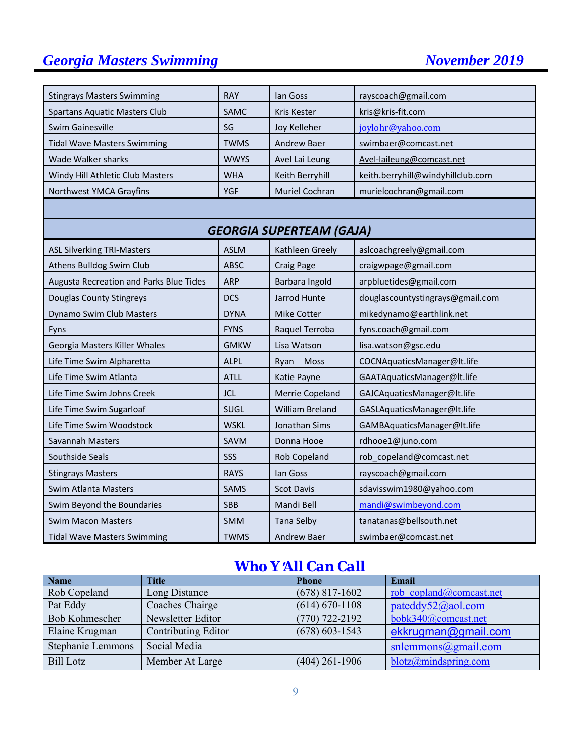| | | | |
|---|---|---|---|
| Stingrays Masters Swimming | RAY | Ian Goss | rayscoach@gmail.com |
| Spartans Aquatic Masters Club | SAMC | Kris Kester | kris@kris-fit.com |
| Swim Gainesville | SG | Joy Kelleher | joylohr@yahoo.com |
| Tidal Wave Masters Swimming | TWMS | Andrew Baer | swimbaer@comcast.net |
| Wade Walker sharks | WWYS | Avel Lai Leung | Avel-laileung@comcast.net |
| Windy Hill Athletic Club Masters | WHA | Keith Berryhill | keith.berryhill@windyhillclub.com |
| Northwest YMCA Grayfins | YGF | Muriel Cochran | murielcochran@gmail.com |
| | | | |
| ***GEORGIA SUPERTEAM (GAJA)*** | | | |
| ASL Silverking TRI-Masters | ASLM | Kathleen Greely | aslcoachgreely@gmail.com |
| Athens Bulldog Swim Club | ABSC | Craig Page | craigwpage@gmail.com |
| Augusta Recreation and Parks Blue Tides | ARP | Barbara Ingold | arpbluetides@gmail.com |
| Douglas County Stingreys | DCS | Jarrod Hunte | douglascountystingrays@gmail.com |
| Dynamo Swim Club Masters | DYNA | Mike Cotter | mikedynamo@earthlink.net |
| Fyns | FYNS | Raquel Terroba | fyns.coach@gmail.com |
| Georgia Masters Killer Whales | GMKW | Lisa Watson | lisa.watson@gsc.edu |
| Life Time Swim Alpharetta | ALPL | Ryan Moss | COCNAquaticsManager@lt.life |
| Life Time Swim Atlanta | ATLL | Katie Payne | GAATAquaticsManager@lt.life |
| Life Time Swim Johns Creek | JCL | Merrie Copeland | GAJCAquaticsManager@lt.life |
| Life Time Swim Sugarloaf | SUGL | William Breland | GASLAquaticsManager@lt.life |
| Life Time Swim Woodstock | WSKL | Jonathan Sims | GAMBAquaticsManager@lt.life |
| Savannah Masters | SAVM | Donna Hooe | rdhooe1@juno.com |
| Southside Seals | SSS | Rob Copeland | rob_copeland@comcast.net |
| Stingrays Masters | RAYS | Ian Goss | rayscoach@gmail.com |
| Swim Atlanta Masters | SAMS | Scot Davis | sdavisswim1980@yahoo.com |
| Swim Beyond the Boundaries | SBB | Mandi Bell | mandi@swimbeyond.com |
| Swim Macon Masters | SMM | Tana Selby | tanatanas@bellsouth.net |
| Tidal Wave Masters Swimming | TWMS | Andrew Baer | swimbaer@comcast.net |

## Who Y'All Can Call

| Name | Title | Phone | Email |
|---|---|---|---|
| Rob Copeland | Long Distance | (678) 817-1602 | rob_copland@comcast.net |
| Pat Eddy | Coaches Chairge | (614) 670-1108 | pateddy52@aol.com |
| Bob Kohmescher | Newsletter Editor | (770) 722-2192 | bobk340@comcast.net |
| Elaine Krugman | Contributing Editor | (678) 603-1543 | ekkrugman@gmail.com |
| Stephanie Lemmons | Social Media | | snlemmons@gmail.com |
| Bill Lotz | Member At Large | (404) 261-1906 | blotz@mindspring.com |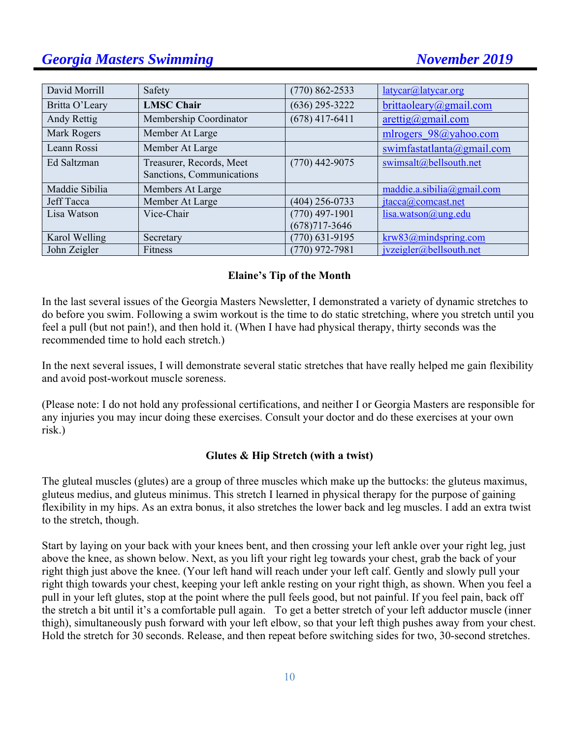| David Morrill | Safety | (770) 862-2533 | latycar@latycar.org |
|---|---|---|---|
| Britta O'Leary | **LMSC Chair** | (636) 295-3222 | brittaoleary@gmail.com |
| Andy Rettig | Membership Coordinator | (678) 417-6411 | arettig@gmail.com |
| Mark Rogers | Member At Large | | mlrogers_98@yahoo.com |
| Leann Rossi | Member At Large | | swimfastatlanta@gmail.com |
| Ed Saltzman | Treasurer, Records, Meet Sanctions, Communications | (770) 442-9075 | swimsalt@bellsouth.net |
| Maddie Sibilia | Members At Large | | maddie.a.sibilia@gmail.com |
| Jeff Tacca | Member At Large | (404) 256-0733 | jtacca@comcast.net |
| Lisa Watson | Vice-Chair | (770) 497-1901<br>(678)717-3646 | lisa.watson@ung.edu |
| Karol Welling | Secretary | (770) 631-9195 | krw83@mindspring.com |
| John Zeigler | Fitness | (770) 972-7981 | jvzeigler@bellsouth.net |

## Elaine's Tip of the Month

In the last several issues of the Georgia Masters Newsletter, I demonstrated a variety of dynamic stretches to do before you swim. Following a swim workout is the time to do static stretching, where you stretch until you feel a pull (but not pain!), and then hold it. (When I have had physical therapy, thirty seconds was the recommended time to hold each stretch.)

In the next several issues, I will demonstrate several static stretches that have really helped me gain flexibility and avoid post-workout muscle soreness.

(Please note: I do not hold any professional certifications, and neither I or Georgia Masters are responsible for any injuries you may incur doing these exercises. Consult your doctor and do these exercises at your own risk.)

### Glutes & Hip Stretch (with a twist)

The gluteal muscles (glutes) are a group of three muscles which make up the buttocks: the gluteus maximus, gluteus medius, and gluteus minimus. This stretch I learned in physical therapy for the purpose of gaining flexibility in my hips. As an extra bonus, it also stretches the lower back and leg muscles. I add an extra twist to the stretch, though.

Start by laying on your back with your knees bent, and then crossing your left ankle over your right leg, just above the knee, as shown below. Next, as you lift your right leg towards your chest, grab the back of your right thigh just above the knee. (Your left hand will reach under your left calf. Gently and slowly pull your right thigh towards your chest, keeping your left ankle resting on your right thigh, as shown. When you feel a pull in your left glutes, stop at the point where the pull feels good, but not painful. If you feel pain, back off the stretch a bit until it's a comfortable pull again. To get a better stretch of your left adductor muscle (inner thigh), simultaneously push forward with your left elbow, so that your left thigh pushes away from your chest. Hold the stretch for 30 seconds. Release, and then repeat before switching sides for two, 30-second stretches.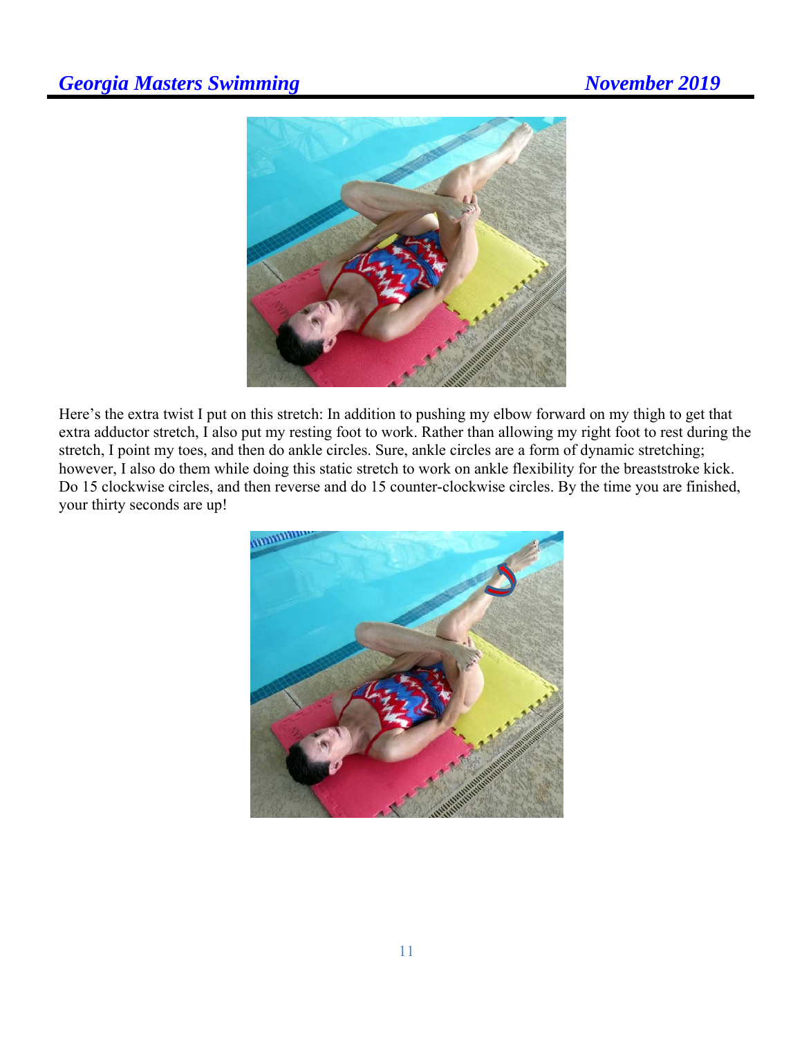Here's the extra twist I put on this stretch: In addition to pushing my elbow forward on my thigh to get that extra adductor stretch, I also put my resting foot to work. Rather than allowing my right foot to rest during the stretch, I point my toes, and then do ankle circles. Sure, ankle circles are a form of dynamic stretching; however, I also do them while doing this static stretch to work on ankle flexibility for the breaststroke kick. Do 15 clockwise circles, and then reverse and do 15 counter-clockwise circles. By the time you are finished, your thirty seconds are up!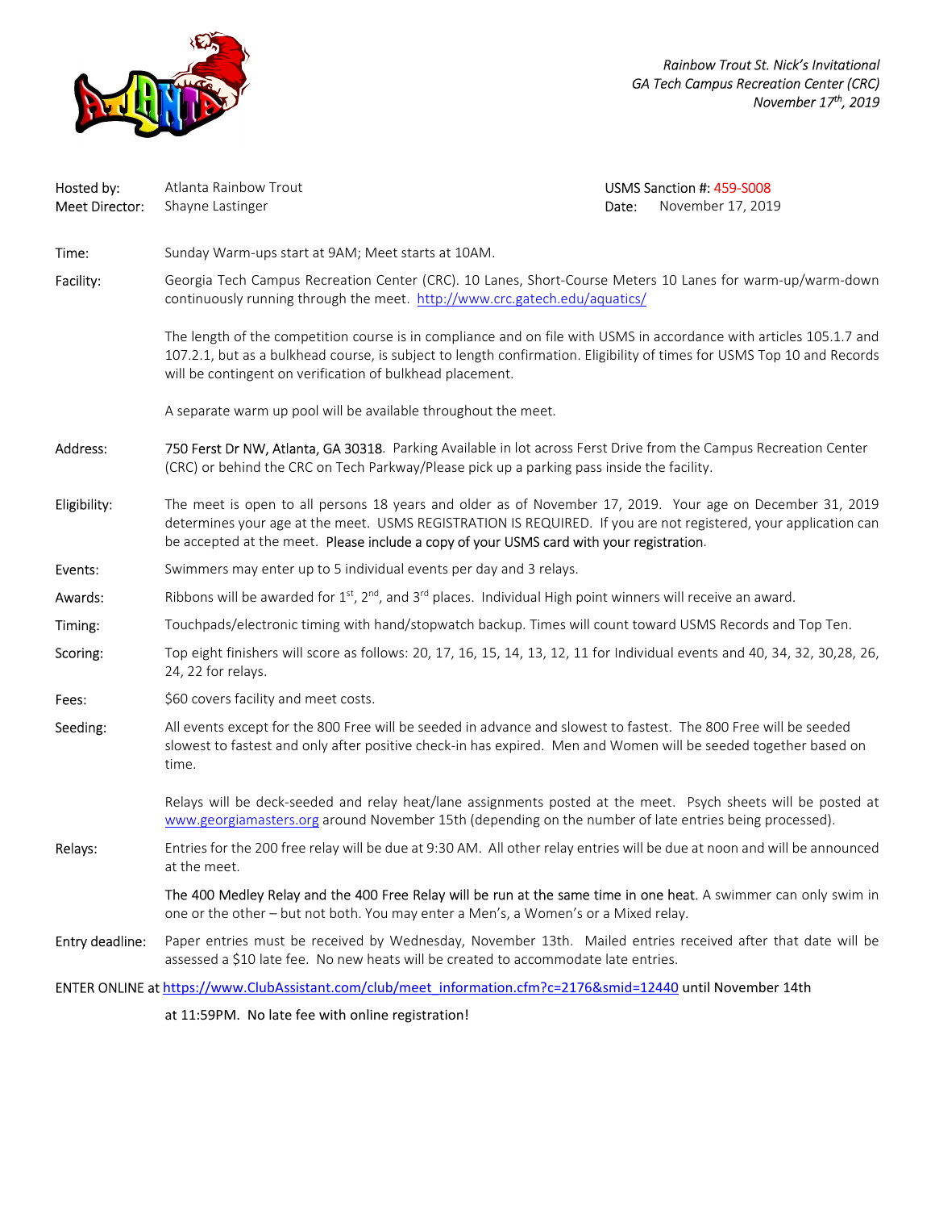*Rainbow Trout St. Nick's Invitational*
*GA Tech Campus Recreation Center (CRC)*
*November 17th, 2019*

| | | | |
|---|---|---|---|
| Hosted by: | Atlanta Rainbow Trout | USMS Sanction #: | 459-S008 |
| Meet Director: | Shayne Lastinger | Date: | November 17, 2019 |

**Time:** Sunday Warm-ups start at 9AM; Meet starts at 10AM.

**Facility:** Georgia Tech Campus Recreation Center (CRC). 10 Lanes, Short-Course Meters 10 Lanes for warm-up/warm-down continuously running through the meet. http://www.crc.gatech.edu/aquatics/

The length of the competition course is in compliance and on file with USMS in accordance with articles 105.1.7 and 107.2.1, but as a bulkhead course, is subject to length confirmation. Eligibility of times for USMS Top 10 and Records will be contingent on verification of bulkhead placement.

A separate warm up pool will be available throughout the meet.

**Address:** 750 Ferst Dr NW, Atlanta, GA 30318. Parking Available in lot across Ferst Drive from the Campus Recreation Center (CRC) or behind the CRC on Tech Parkway/Please pick up a parking pass inside the facility.

**Eligibility:** The meet is open to all persons 18 years and older as of November 17, 2019. Your age on December 31, 2019 determines your age at the meet. USMS REGISTRATION IS REQUIRED. If you are not registered, your application can be accepted at the meet. Please include a copy of your USMS card with your registration.

**Events:** Swimmers may enter up to 5 individual events per day and 3 relays.

**Awards:** Ribbons will be awarded for 1st, 2nd, and 3rd places. Individual High point winners will receive an award.

**Timing:** Touchpads/electronic timing with hand/stopwatch backup. Times will count toward USMS Records and Top Ten.

**Scoring:** Top eight finishers will score as follows: 20, 17, 16, 15, 14, 13, 12, 11 for Individual events and 40, 34, 32, 30,28, 26, 24, 22 for relays.

**Fees:** $60 covers facility and meet costs.

**Seeding:** All events except for the 800 Free will be seeded in advance and slowest to fastest. The 800 Free will be seeded slowest to fastest and only after positive check-in has expired. Men and Women will be seeded together based on time.

Relays will be deck-seeded and relay heat/lane assignments posted at the meet. Psych sheets will be posted at www.georgiamasters.org around November 15th (depending on the number of late entries being processed).

**Relays:** Entries for the 200 free relay will be due at 9:30 AM. All other relay entries will be due at noon and will be announced at the meet.

The 400 Medley Relay and the 400 Free Relay will be run at the same time in one heat. A swimmer can only swim in one or the other – but not both. You may enter a Men's, a Women's or a Mixed relay.

**Entry deadline:** Paper entries must be received by Wednesday, November 13th. Mailed entries received after that date will be assessed a $10 late fee. No new heats will be created to accommodate late entries.

ENTER ONLINE at https://www.ClubAssistant.com/club/meet_information.cfm?c=2176&smid=12440 until November 14th at 11:59PM. No late fee with online registration!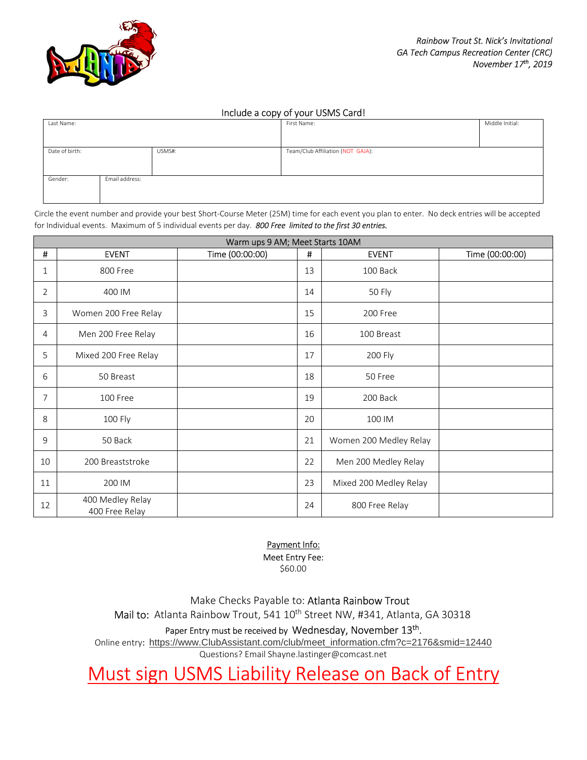*Rainbow Trout St. Nick's Invitational*
*GA Tech Campus Recreation Center (CRC)*
*November 17th, 2019*

Include a copy of your USMS Card!

| Last Name: | | First Name: | Middle Initial: |
|---|---|---|---|
| Date of birth: | USMS#: | Team/Club Affiliation (NOT GAJA): | |
| Gender: | Email address: | | |

Circle the event number and provide your best Short-Course Meter (25M) time for each event you plan to enter. No deck entries will be accepted for Individual events. Maximum of 5 individual events per day. *800 Free limited to the first 30 entries.*

| Warm ups 9 AM; Meet Starts 10AM | | | | | |
|---|---|---|---|---|---|
| # | EVENT | Time (00:00:00) | # | EVENT | Time (00:00:00) |
| 1 | 800 Free | | 13 | 100 Back | |
| 2 | 400 IM | | 14 | 50 Fly | |
| 3 | Women 200 Free Relay | | 15 | 200 Free | |
| 4 | Men 200 Free Relay | | 16 | 100 Breast | |
| 5 | Mixed 200 Free Relay | | 17 | 200 Fly | |
| 6 | 50 Breast | | 18 | 50 Free | |
| 7 | 100 Free | | 19 | 200 Back | |
| 8 | 100 Fly | | 20 | 100 IM | |
| 9 | 50 Back | | 21 | Women 200 Medley Relay | |
| 10 | 200 Breaststroke | | 22 | Men 200 Medley Relay | |
| 11 | 200 IM | | 23 | Mixed 200 Medley Relay | |
| 12 | 400 Medley Relay 400 Free Relay | | 24 | 800 Free Relay | |

Payment Info:
Meet Entry Fee:
$60.00

Make Checks Payable to: Atlanta Rainbow Trout
Mail to: Atlanta Rainbow Trout, 541 10th Street NW, #341, Atlanta, GA 30318

Paper Entry must be received by Wednesday, November 13th.

Online entry: https://www.ClubAssistant.com/club/meet_information.cfm?c=2176&smid=12440

Questions? Email Shayne.lastinger@comcast.net

## Must sign USMS Liability Release on Back of Entry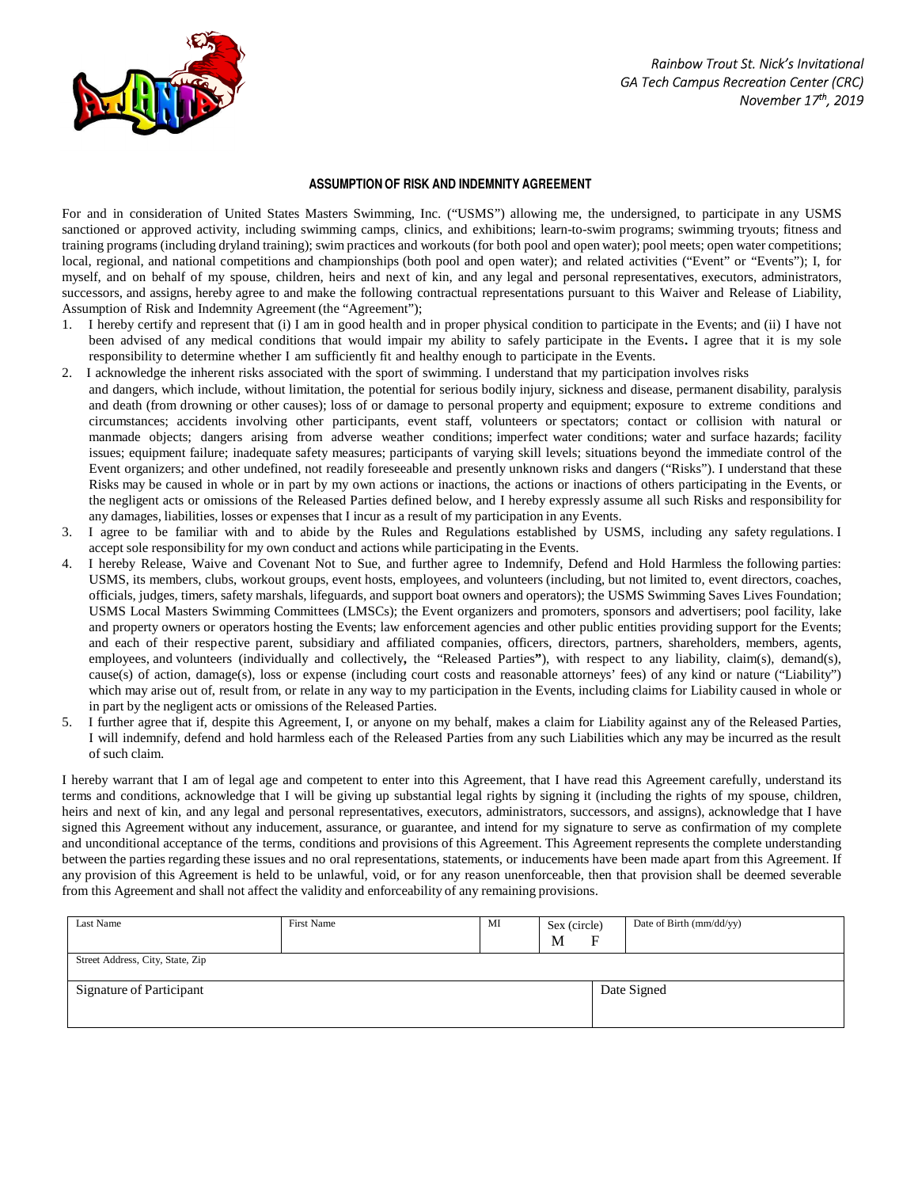*Rainbow Trout St. Nick's Invitational*
*GA Tech Campus Recreation Center (CRC)*
*November 17th, 2019*

**ASSUMPTION OF RISK AND INDEMNITY AGREEMENT**

For and in consideration of United States Masters Swimming, Inc. ("USMS") allowing me, the undersigned, to participate in any USMS sanctioned or approved activity, including swimming camps, clinics, and exhibitions; learn-to-swim programs; swimming tryouts; fitness and training programs (including dryland training); swim practices and workouts (for both pool and open water); pool meets; open water competitions; local, regional, and national competitions and championships (both pool and open water); and related activities ("Event" or "Events"); I, for myself, and on behalf of my spouse, children, heirs and next of kin, and any legal and personal representatives, executors, administrators, successors, and assigns, hereby agree to and make the following contractual representations pursuant to this Waiver and Release of Liability, Assumption of Risk and Indemnity Agreement (the "Agreement");

1. I hereby certify and represent that (i) I am in good health and in proper physical condition to participate in the Events; and (ii) I have not been advised of any medical conditions that would impair my ability to safely participate in the Events. I agree that it is my sole responsibility to determine whether I am sufficiently fit and healthy enough to participate in the Events.
2. I acknowledge the inherent risks associated with the sport of swimming. I understand that my participation involves risks and dangers, which include, without limitation, the potential for serious bodily injury, sickness and disease, permanent disability, paralysis and death (from drowning or other causes); loss of or damage to personal property and equipment; exposure to extreme conditions and circumstances; accidents involving other participants, event staff, volunteers or spectators; contact or collision with natural or manmade objects; dangers arising from adverse weather conditions; imperfect water conditions; water and surface hazards; facility issues; equipment failure; inadequate safety measures; participants of varying skill levels; situations beyond the immediate control of the Event organizers; and other undefined, not readily foreseeable and presently unknown risks and dangers ("Risks"). I understand that these Risks may be caused in whole or in part by my own actions or inactions, the actions or inactions of others participating in the Events, or the negligent acts or omissions of the Released Parties defined below, and I hereby expressly assume all such Risks and responsibility for any damages, liabilities, losses or expenses that I incur as a result of my participation in any Events.
3. I agree to be familiar with and to abide by the Rules and Regulations established by USMS, including any safety regulations. I accept sole responsibility for my own conduct and actions while participating in the Events.
4. I hereby Release, Waive and Covenant Not to Sue, and further agree to Indemnify, Defend and Hold Harmless the following parties: USMS, its members, clubs, workout groups, event hosts, employees, and volunteers (including, but not limited to, event directors, coaches, officials, judges, timers, safety marshals, lifeguards, and support boat owners and operators); the USMS Swimming Saves Lives Foundation; USMS Local Masters Swimming Committees (LMSCs); the Event organizers and promoters, sponsors and advertisers; pool facility, lake and property owners or operators hosting the Events; law enforcement agencies and other public entities providing support for the Events; and each of their respective parent, subsidiary and affiliated companies, officers, directors, partners, shareholders, members, agents, employees, and volunteers (individually and collectively, the "Released Parties"), with respect to any liability, claim(s), demand(s), cause(s) of action, damage(s), loss or expense (including court costs and reasonable attorneys' fees) of any kind or nature ("Liability") which may arise out of, result from, or relate in any way to my participation in the Events, including claims for Liability caused in whole or in part by the negligent acts or omissions of the Released Parties.
5. I further agree that if, despite this Agreement, I, or anyone on my behalf, makes a claim for Liability against any of the Released Parties, I will indemnify, defend and hold harmless each of the Released Parties from any such Liabilities which any may be incurred as the result of such claim.

I hereby warrant that I am of legal age and competent to enter into this Agreement, that I have read this Agreement carefully, understand its terms and conditions, acknowledge that I will be giving up substantial legal rights by signing it (including the rights of my spouse, children, heirs and next of kin, and any legal and personal representatives, executors, administrators, successors, and assigns), acknowledge that I have signed this Agreement without any inducement, assurance, or guarantee, and intend for my signature to serve as confirmation of my complete and unconditional acceptance of the terms, conditions and provisions of this Agreement. This Agreement represents the complete understanding between the parties regarding these issues and no oral representations, statements, or inducements have been made apart from this Agreement. If any provision of this Agreement is held to be unlawful, void, or for any reason unenforceable, then that provision shall be deemed severable from this Agreement and shall not affect the validity and enforceability of any remaining provisions.

| Last Name | First Name | MI | Sex (circle) M F | Date of Birth (mm/dd/yy) |
|---|---|---|---|---|
| Street Address, City, State, Zip | | | | |
| Signature of Participant | | | | Date Signed |